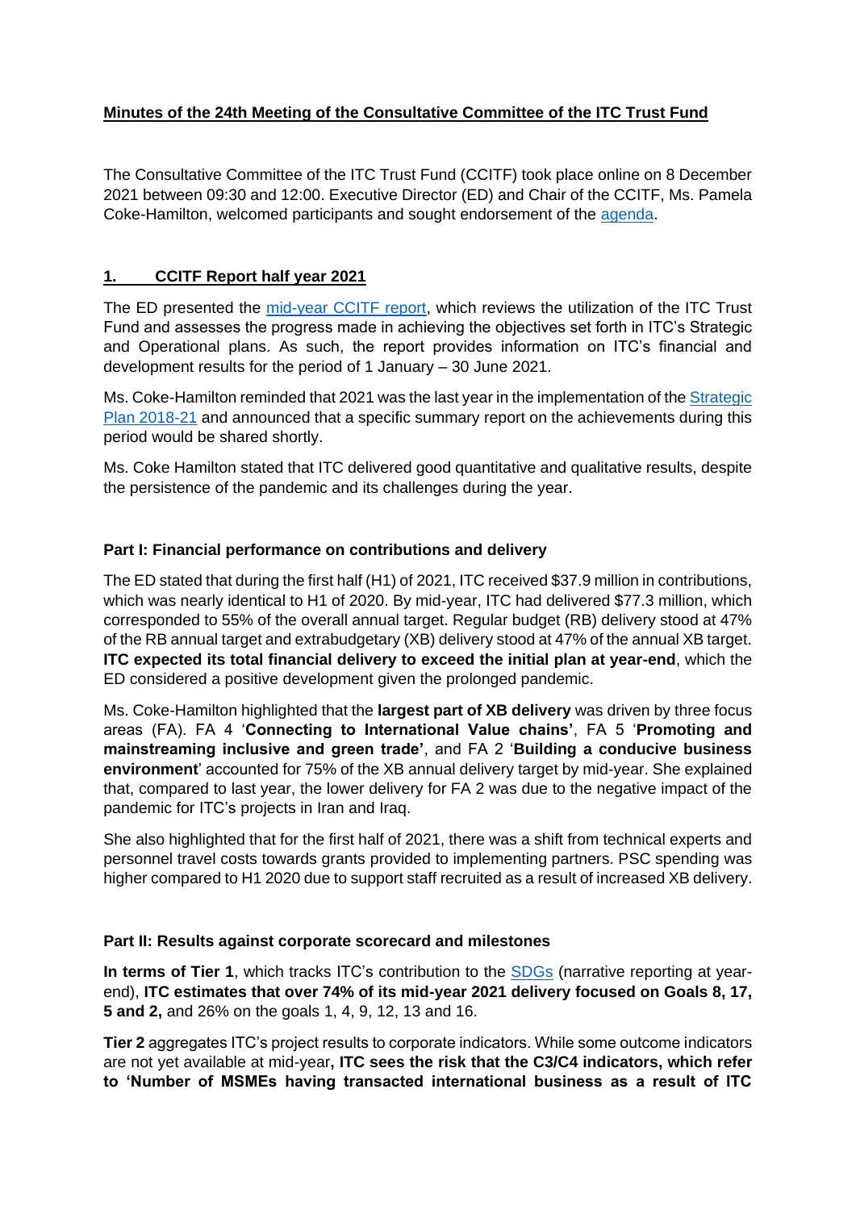# Minutes of the 24th Meeting of the Consultative Committee of the ITC Trust Fund

The Consultative Committee of the ITC Trust Fund (CCITF) took place online on 8 December 2021 between 09:30 and 12:00. Executive Director (ED) and Chair of the CCITF, Ms. Pamela Coke-Hamilton, welcomed participants and sought endorsement of the agenda.

## 1. CCITF Report half year 2021

The ED presented the mid-year CCITF report, which reviews the utilization of the ITC Trust Fund and assesses the progress made in achieving the objectives set forth in ITC's Strategic and Operational plans. As such, the report provides information on ITC's financial and development results for the period of 1 January – 30 June 2021.

Ms. Coke-Hamilton reminded that 2021 was the last year in the implementation of the Strategic Plan 2018-21 and announced that a specific summary report on the achievements during this period would be shared shortly.

Ms. Coke Hamilton stated that ITC delivered good quantitative and qualitative results, despite the persistence of the pandemic and its challenges during the year.

### Part I: Financial performance on contributions and delivery

The ED stated that during the first half (H1) of 2021, ITC received $37.9 million in contributions, which was nearly identical to H1 of 2020. By mid-year, ITC had delivered $77.3 million, which corresponded to 55% of the overall annual target. Regular budget (RB) delivery stood at 47% of the RB annual target and extrabudgetary (XB) delivery stood at 47% of the annual XB target. **ITC expected its total financial delivery to exceed the initial plan at year-end**, which the ED considered a positive development given the prolonged pandemic.

Ms. Coke-Hamilton highlighted that the **largest part of XB delivery** was driven by three focus areas (FA). FA 4 '**Connecting to International Value chains'**, FA 5 '**Promoting and mainstreaming inclusive and green trade'**, and FA 2 '**Building a conducive business environment**' accounted for 75% of the XB annual delivery target by mid-year. She explained that, compared to last year, the lower delivery for FA 2 was due to the negative impact of the pandemic for ITC's projects in Iran and Iraq.

She also highlighted that for the first half of 2021, there was a shift from technical experts and personnel travel costs towards grants provided to implementing partners. PSC spending was higher compared to H1 2020 due to support staff recruited as a result of increased XB delivery.

### Part II: Results against corporate scorecard and milestones

**In terms of Tier 1**, which tracks ITC's contribution to the SDGs (narrative reporting at year-end), **ITC estimates that over 74% of its mid-year 2021 delivery focused on Goals 8, 17, 5 and 2,** and 26% on the goals 1, 4, 9, 12, 13 and 16.

**Tier 2** aggregates ITC's project results to corporate indicators. While some outcome indicators are not yet available at mid-year**, ITC sees the risk that the C3/C4 indicators, which refer to 'Number of MSMEs having transacted international business as a result of ITC**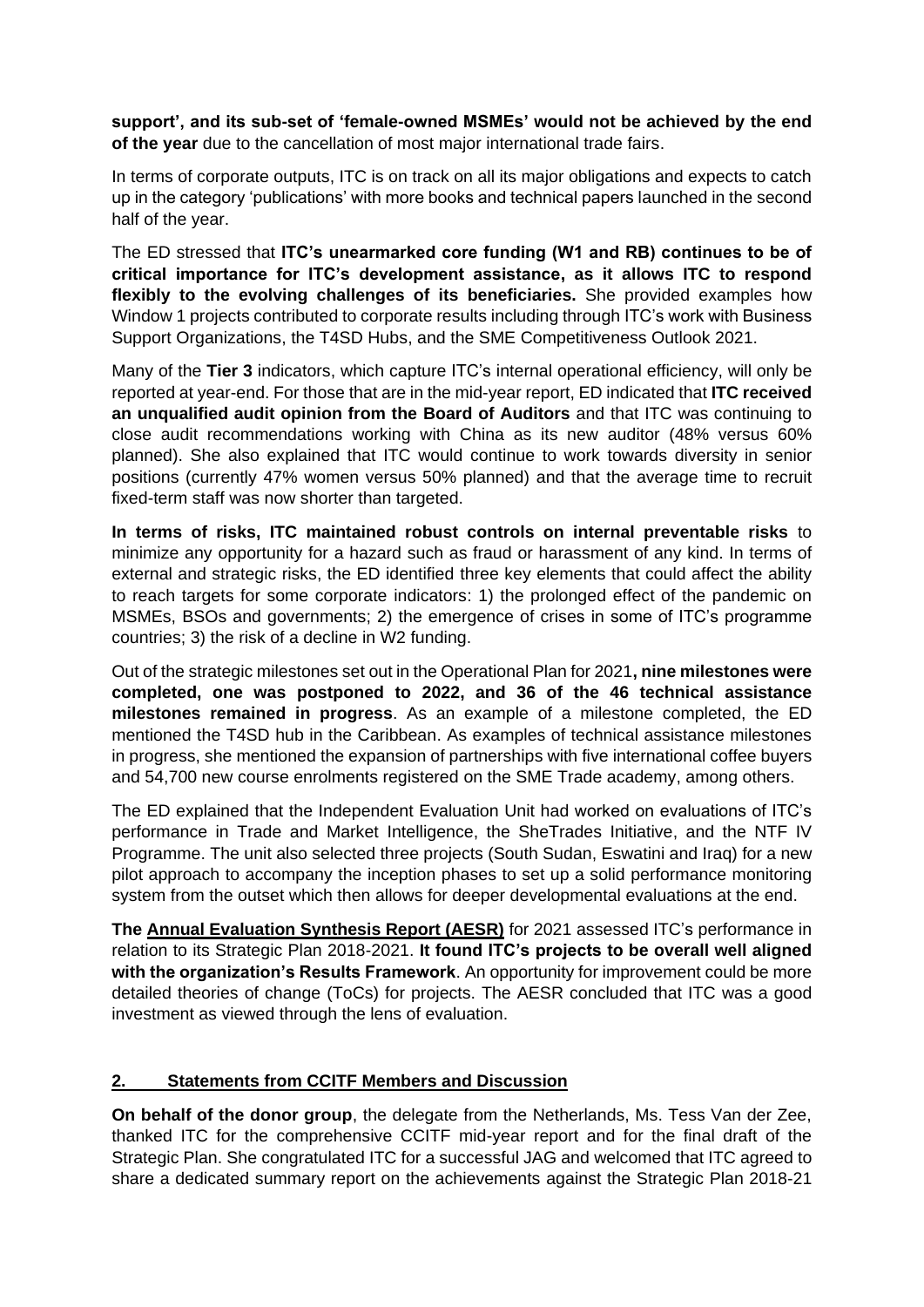**support', and its sub-set of 'female-owned MSMEs' would not be achieved by the end of the year** due to the cancellation of most major international trade fairs.

In terms of corporate outputs, ITC is on track on all its major obligations and expects to catch up in the category 'publications' with more books and technical papers launched in the second half of the year.

The ED stressed that **ITC's unearmarked core funding (W1 and RB) continues to be of critical importance for ITC's development assistance, as it allows ITC to respond flexibly to the evolving challenges of its beneficiaries.** She provided examples how Window 1 projects contributed to corporate results including through ITC's work with Business Support Organizations, the T4SD Hubs, and the SME Competitiveness Outlook 2021.

Many of the **Tier 3** indicators, which capture ITC's internal operational efficiency, will only be reported at year-end. For those that are in the mid-year report, ED indicated that **ITC received an unqualified audit opinion from the Board of Auditors** and that ITC was continuing to close audit recommendations working with China as its new auditor (48% versus 60% planned). She also explained that ITC would continue to work towards diversity in senior positions (currently 47% women versus 50% planned) and that the average time to recruit fixed-term staff was now shorter than targeted.

**In terms of risks, ITC maintained robust controls on internal preventable risks** to minimize any opportunity for a hazard such as fraud or harassment of any kind. In terms of external and strategic risks, the ED identified three key elements that could affect the ability to reach targets for some corporate indicators: 1) the prolonged effect of the pandemic on MSMEs, BSOs and governments; 2) the emergence of crises in some of ITC's programme countries; 3) the risk of a decline in W2 funding.

Out of the strategic milestones set out in the Operational Plan for 2021**, nine milestones were completed, one was postponed to 2022, and 36 of the 46 technical assistance milestones remained in progress**. As an example of a milestone completed, the ED mentioned the T4SD hub in the Caribbean. As examples of technical assistance milestones in progress, she mentioned the expansion of partnerships with five international coffee buyers and 54,700 new course enrolments registered on the SME Trade academy, among others.

The ED explained that the Independent Evaluation Unit had worked on evaluations of ITC's performance in Trade and Market Intelligence, the SheTrades Initiative, and the NTF IV Programme. The unit also selected three projects (South Sudan, Eswatini and Iraq) for a new pilot approach to accompany the inception phases to set up a solid performance monitoring system from the outset which then allows for deeper developmental evaluations at the end.

**The Annual Evaluation Synthesis Report (AESR)** for 2021 assessed ITC's performance in relation to its Strategic Plan 2018-2021. **It found ITC's projects to be overall well aligned with the organization's Results Framework**. An opportunity for improvement could be more detailed theories of change (ToCs) for projects. The AESR concluded that ITC was a good investment as viewed through the lens of evaluation.

## 2. Statements from CCITF Members and Discussion

**On behalf of the donor group**, the delegate from the Netherlands, Ms. Tess Van der Zee, thanked ITC for the comprehensive CCITF mid-year report and for the final draft of the Strategic Plan. She congratulated ITC for a successful JAG and welcomed that ITC agreed to share a dedicated summary report on the achievements against the Strategic Plan 2018-21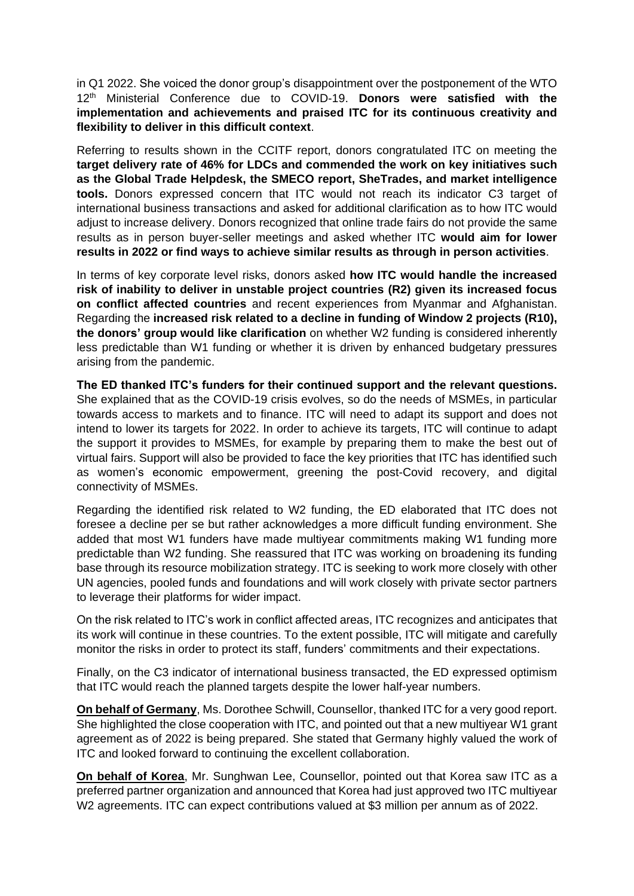in Q1 2022. She voiced the donor group's disappointment over the postponement of the WTO 12th Ministerial Conference due to COVID-19. **Donors were satisfied with the implementation and achievements and praised ITC for its continuous creativity and flexibility to deliver in this difficult context**.

Referring to results shown in the CCITF report, donors congratulated ITC on meeting the **target delivery rate of 46% for LDCs and commended the work on key initiatives such as the Global Trade Helpdesk, the SMECO report, SheTrades, and market intelligence tools.** Donors expressed concern that ITC would not reach its indicator C3 target of international business transactions and asked for additional clarification as to how ITC would adjust to increase delivery. Donors recognized that online trade fairs do not provide the same results as in person buyer-seller meetings and asked whether ITC **would aim for lower results in 2022 or find ways to achieve similar results as through in person activities**.

In terms of key corporate level risks, donors asked **how ITC would handle the increased risk of inability to deliver in unstable project countries (R2) given its increased focus on conflict affected countries** and recent experiences from Myanmar and Afghanistan. Regarding the **increased risk related to a decline in funding of Window 2 projects (R10), the donors' group would like clarification** on whether W2 funding is considered inherently less predictable than W1 funding or whether it is driven by enhanced budgetary pressures arising from the pandemic.

**The ED thanked ITC's funders for their continued support and the relevant questions.** She explained that as the COVID-19 crisis evolves, so do the needs of MSMEs, in particular towards access to markets and to finance. ITC will need to adapt its support and does not intend to lower its targets for 2022. In order to achieve its targets, ITC will continue to adapt the support it provides to MSMEs, for example by preparing them to make the best out of virtual fairs. Support will also be provided to face the key priorities that ITC has identified such as women's economic empowerment, greening the post-Covid recovery, and digital connectivity of MSMEs.

Regarding the identified risk related to W2 funding, the ED elaborated that ITC does not foresee a decline per se but rather acknowledges a more difficult funding environment. She added that most W1 funders have made multiyear commitments making W1 funding more predictable than W2 funding. She reassured that ITC was working on broadening its funding base through its resource mobilization strategy. ITC is seeking to work more closely with other UN agencies, pooled funds and foundations and will work closely with private sector partners to leverage their platforms for wider impact.

On the risk related to ITC's work in conflict affected areas, ITC recognizes and anticipates that its work will continue in these countries. To the extent possible, ITC will mitigate and carefully monitor the risks in order to protect its staff, funders' commitments and their expectations.

Finally, on the C3 indicator of international business transacted, the ED expressed optimism that ITC would reach the planned targets despite the lower half-year numbers.

**On behalf of Germany**, Ms. Dorothee Schwill, Counsellor, thanked ITC for a very good report. She highlighted the close cooperation with ITC, and pointed out that a new multiyear W1 grant agreement as of 2022 is being prepared. She stated that Germany highly valued the work of ITC and looked forward to continuing the excellent collaboration.

**On behalf of Korea**, Mr. Sunghwan Lee, Counsellor, pointed out that Korea saw ITC as a preferred partner organization and announced that Korea had just approved two ITC multiyear W2 agreements. ITC can expect contributions valued at $3 million per annum as of 2022.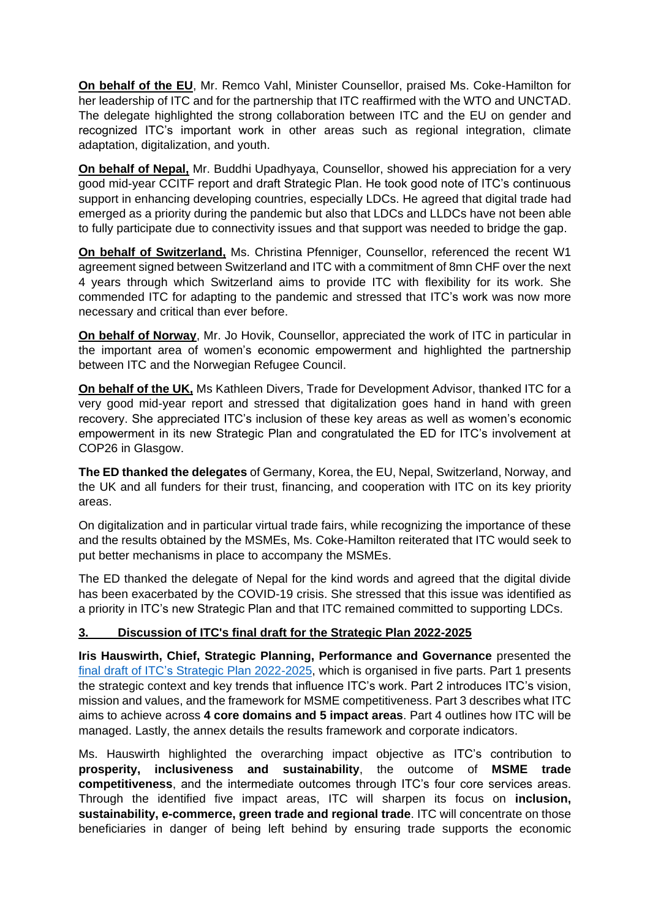**On behalf of the EU**, Mr. Remco Vahl, Minister Counsellor, praised Ms. Coke-Hamilton for her leadership of ITC and for the partnership that ITC reaffirmed with the WTO and UNCTAD. The delegate highlighted the strong collaboration between ITC and the EU on gender and recognized ITC's important work in other areas such as regional integration, climate adaptation, digitalization, and youth.

**On behalf of Nepal,** Mr. Buddhi Upadhyaya, Counsellor, showed his appreciation for a very good mid-year CCITF report and draft Strategic Plan. He took good note of ITC's continuous support in enhancing developing countries, especially LDCs. He agreed that digital trade had emerged as a priority during the pandemic but also that LDCs and LLDCs have not been able to fully participate due to connectivity issues and that support was needed to bridge the gap.

**On behalf of Switzerland,** Ms. Christina Pfenniger, Counsellor, referenced the recent W1 agreement signed between Switzerland and ITC with a commitment of 8mn CHF over the next 4 years through which Switzerland aims to provide ITC with flexibility for its work. She commended ITC for adapting to the pandemic and stressed that ITC's work was now more necessary and critical than ever before.

**On behalf of Norway**, Mr. Jo Hovik, Counsellor, appreciated the work of ITC in particular in the important area of women's economic empowerment and highlighted the partnership between ITC and the Norwegian Refugee Council.

**On behalf of the UK,** Ms Kathleen Divers, Trade for Development Advisor, thanked ITC for a very good mid-year report and stressed that digitalization goes hand in hand with green recovery. She appreciated ITC's inclusion of these key areas as well as women's economic empowerment in its new Strategic Plan and congratulated the ED for ITC's involvement at COP26 in Glasgow.

**The ED thanked the delegates** of Germany, Korea, the EU, Nepal, Switzerland, Norway, and the UK and all funders for their trust, financing, and cooperation with ITC on its key priority areas.

On digitalization and in particular virtual trade fairs, while recognizing the importance of these and the results obtained by the MSMEs, Ms. Coke-Hamilton reiterated that ITC would seek to put better mechanisms in place to accompany the MSMEs.

The ED thanked the delegate of Nepal for the kind words and agreed that the digital divide has been exacerbated by the COVID-19 crisis. She stressed that this issue was identified as a priority in ITC's new Strategic Plan and that ITC remained committed to supporting LDCs.

## 3. Discussion of ITC's final draft for the Strategic Plan 2022-2025

**Iris Hauswirth, Chief, Strategic Planning, Performance and Governance** presented the final draft of ITC's Strategic Plan 2022-2025, which is organised in five parts. Part 1 presents the strategic context and key trends that influence ITC's work. Part 2 introduces ITC's vision, mission and values, and the framework for MSME competitiveness. Part 3 describes what ITC aims to achieve across **4 core domains and 5 impact areas**. Part 4 outlines how ITC will be managed. Lastly, the annex details the results framework and corporate indicators.

Ms. Hauswirth highlighted the overarching impact objective as ITC's contribution to **prosperity, inclusiveness and sustainability**, the outcome of **MSME trade competitiveness**, and the intermediate outcomes through ITC's four core services areas. Through the identified five impact areas, ITC will sharpen its focus on **inclusion, sustainability, e-commerce, green trade and regional trade**. ITC will concentrate on those beneficiaries in danger of being left behind by ensuring trade supports the economic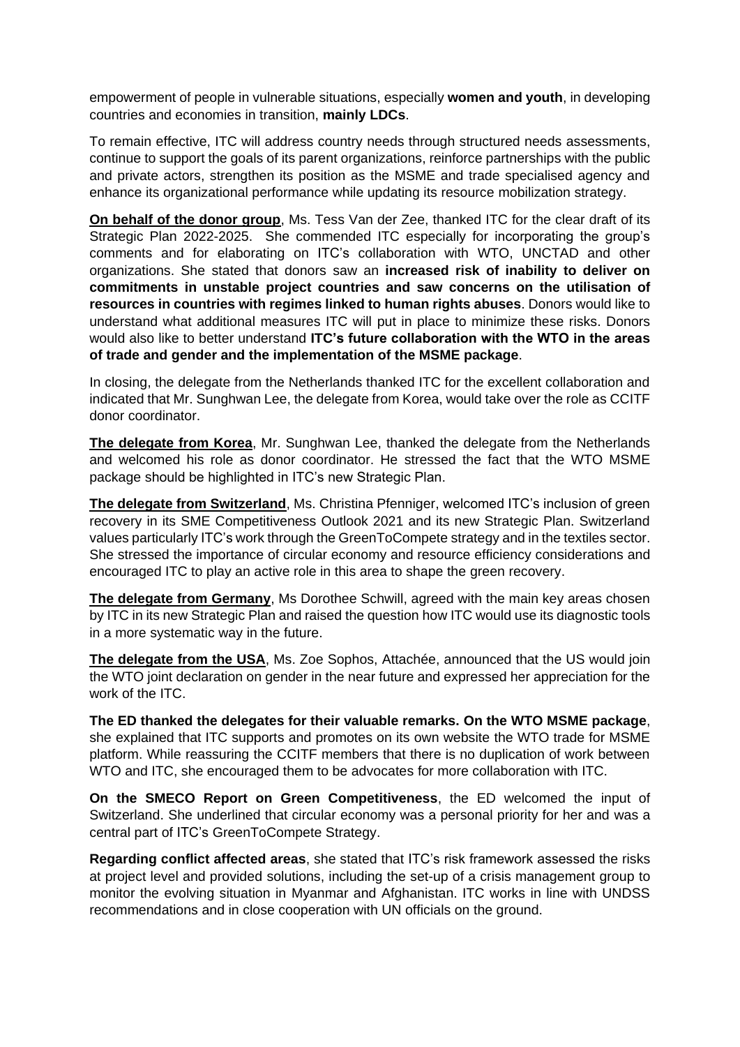empowerment of people in vulnerable situations, especially **women and youth**, in developing countries and economies in transition, **mainly LDCs**.

To remain effective, ITC will address country needs through structured needs assessments, continue to support the goals of its parent organizations, reinforce partnerships with the public and private actors, strengthen its position as the MSME and trade specialised agency and enhance its organizational performance while updating its resource mobilization strategy.

**On behalf of the donor group**, Ms. Tess Van der Zee, thanked ITC for the clear draft of its Strategic Plan 2022-2025. She commended ITC especially for incorporating the group's comments and for elaborating on ITC's collaboration with WTO, UNCTAD and other organizations. She stated that donors saw an **increased risk of inability to deliver on commitments in unstable project countries and saw concerns on the utilisation of resources in countries with regimes linked to human rights abuses**. Donors would like to understand what additional measures ITC will put in place to minimize these risks. Donors would also like to better understand **ITC's future collaboration with the WTO in the areas of trade and gender and the implementation of the MSME package**.

In closing, the delegate from the Netherlands thanked ITC for the excellent collaboration and indicated that Mr. Sunghwan Lee, the delegate from Korea, would take over the role as CCITF donor coordinator.

**The delegate from Korea**, Mr. Sunghwan Lee, thanked the delegate from the Netherlands and welcomed his role as donor coordinator. He stressed the fact that the WTO MSME package should be highlighted in ITC's new Strategic Plan.

**The delegate from Switzerland**, Ms. Christina Pfenniger, welcomed ITC's inclusion of green recovery in its SME Competitiveness Outlook 2021 and its new Strategic Plan. Switzerland values particularly ITC's work through the GreenToCompete strategy and in the textiles sector. She stressed the importance of circular economy and resource efficiency considerations and encouraged ITC to play an active role in this area to shape the green recovery.

**The delegate from Germany**, Ms Dorothee Schwill, agreed with the main key areas chosen by ITC in its new Strategic Plan and raised the question how ITC would use its diagnostic tools in a more systematic way in the future.

**The delegate from the USA**, Ms. Zoe Sophos, Attachée, announced that the US would join the WTO joint declaration on gender in the near future and expressed her appreciation for the work of the ITC.

**The ED thanked the delegates for their valuable remarks. On the WTO MSME package**, she explained that ITC supports and promotes on its own website the WTO trade for MSME platform. While reassuring the CCITF members that there is no duplication of work between WTO and ITC, she encouraged them to be advocates for more collaboration with ITC.

**On the SMECO Report on Green Competitiveness**, the ED welcomed the input of Switzerland. She underlined that circular economy was a personal priority for her and was a central part of ITC's GreenToCompete Strategy.

**Regarding conflict affected areas**, she stated that ITC's risk framework assessed the risks at project level and provided solutions, including the set-up of a crisis management group to monitor the evolving situation in Myanmar and Afghanistan. ITC works in line with UNDSS recommendations and in close cooperation with UN officials on the ground.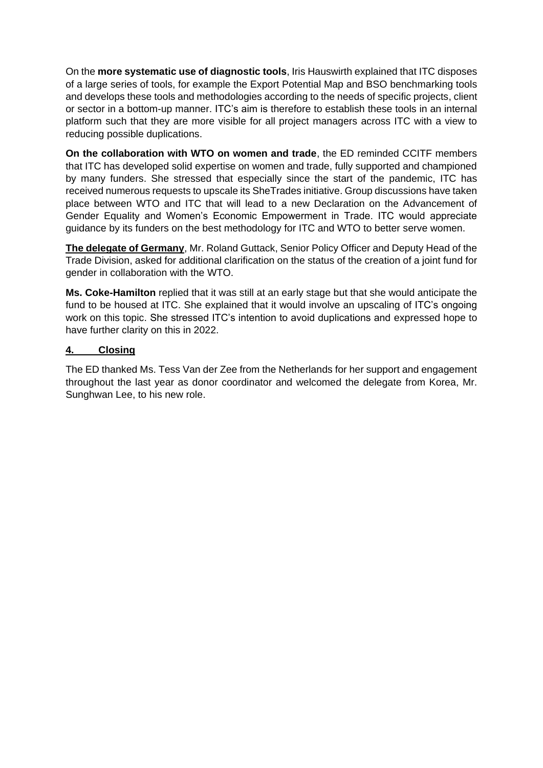On the **more systematic use of diagnostic tools**, Iris Hauswirth explained that ITC disposes of a large series of tools, for example the Export Potential Map and BSO benchmarking tools and develops these tools and methodologies according to the needs of specific projects, client or sector in a bottom-up manner. ITC's aim is therefore to establish these tools in an internal platform such that they are more visible for all project managers across ITC with a view to reducing possible duplications.

**On the collaboration with WTO on women and trade**, the ED reminded CCITF members that ITC has developed solid expertise on women and trade, fully supported and championed by many funders. She stressed that especially since the start of the pandemic, ITC has received numerous requests to upscale its SheTrades initiative. Group discussions have taken place between WTO and ITC that will lead to a new Declaration on the Advancement of Gender Equality and Women's Economic Empowerment in Trade. ITC would appreciate guidance by its funders on the best methodology for ITC and WTO to better serve women.

**The delegate of Germany**, Mr. Roland Guttack, Senior Policy Officer and Deputy Head of the Trade Division, asked for additional clarification on the status of the creation of a joint fund for gender in collaboration with the WTO.

**Ms. Coke-Hamilton** replied that it was still at an early stage but that she would anticipate the fund to be housed at ITC. She explained that it would involve an upscaling of ITC's ongoing work on this topic. She stressed ITC's intention to avoid duplications and expressed hope to have further clarity on this in 2022.

## 4. Closing

The ED thanked Ms. Tess Van der Zee from the Netherlands for her support and engagement throughout the last year as donor coordinator and welcomed the delegate from Korea, Mr. Sunghwan Lee, to his new role.